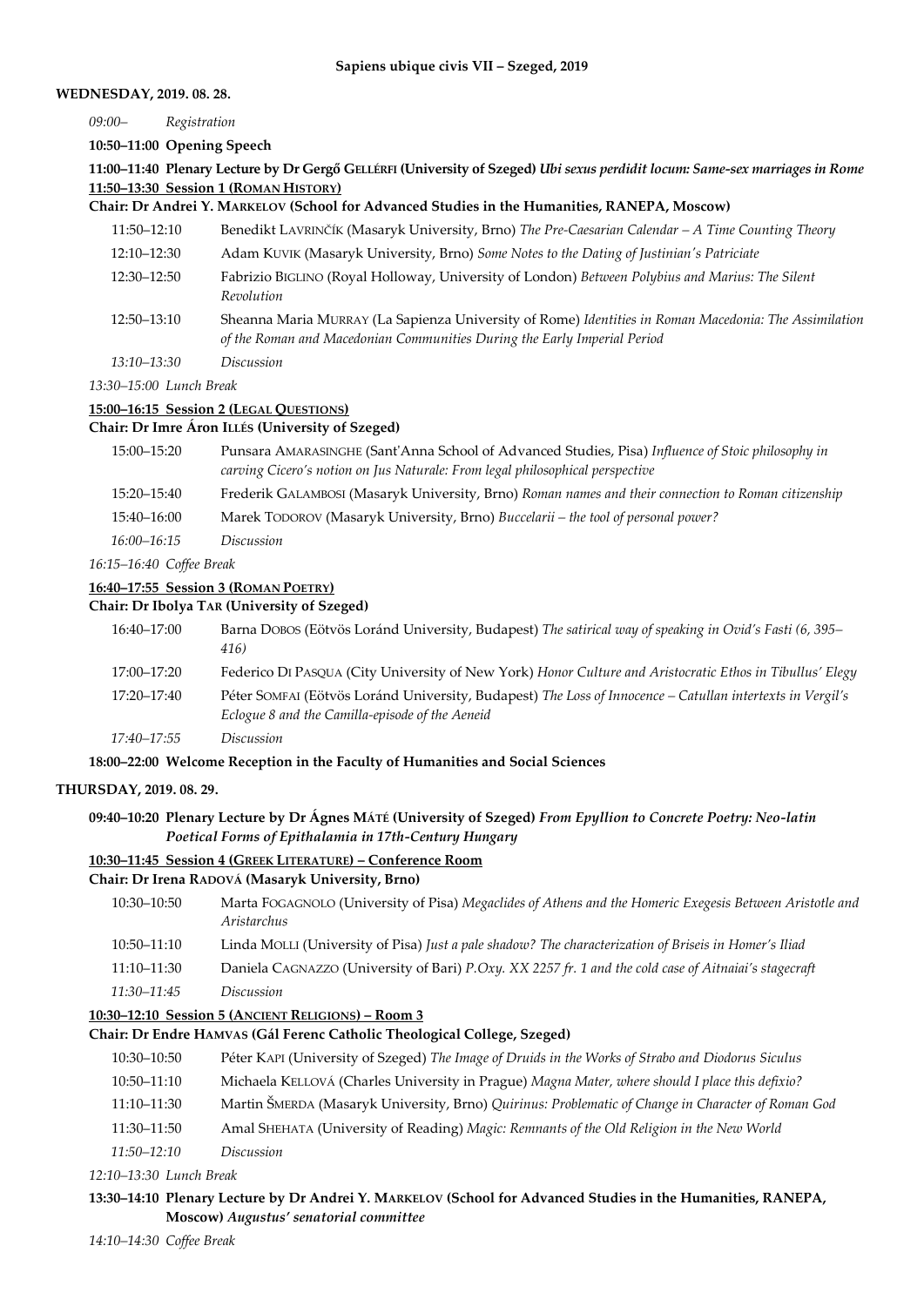**Sapiens ubique civis VII – Szeged, 2019**

**WEDNESDAY, 2019. 08. 28.**

*09:00–* *Registration*

**10:50–11:00 Opening Speech**

**11:00–11:40 Plenary Lecture by Dr Gergő GELLÉRFI (University of Szeged)** ***Ubi sexus perdidit locum: Same-sex marriages in Rome***

**11:50–13:30 Session 1 (ROMAN HISTORY)**

**Chair: Dr Andrei Y. MARKELOV (School for Advanced Studies in the Humanities, RANEPA, Moscow)**

| | |
|---|---|
| 11:50–12:10 | Benedikt LAVRINČÍK (Masaryk University, Brno) *The Pre-Caesarian Calendar – A Time Counting Theory* |
| 12:10–12:30 | Adam KUVIK (Masaryk University, Brno) *Some Notes to the Dating of Justinian's Patriciate* |
| 12:30–12:50 | Fabrizio BIGLINO (Royal Holloway, University of London) *Between Polybius and Marius: The Silent Revolution* |
| 12:50–13:10 | Sheanna Maria MURRAY (La Sapienza University of Rome) *Identities in Roman Macedonia: The Assimilation of the Roman and Macedonian Communities During the Early Imperial Period* |
| *13:10–13:30* | *Discussion* |

*13:30–15:00 Lunch Break*

**15:00–16:15 Session 2 (LEGAL QUESTIONS)**

**Chair: Dr Imre Áron ILLÉS (University of Szeged)**

| | |
|---|---|
| 15:00–15:20 | Punsara AMARASINGHE (Sant'Anna School of Advanced Studies, Pisa) *Influence of Stoic philosophy in carving Cicero's notion on Jus Naturale: From legal philosophical perspective* |
| 15:20–15:40 | Frederik GALAMBOSI (Masaryk University, Brno) *Roman names and their connection to Roman citizenship* |
| 15:40–16:00 | Marek TODOROV (Masaryk University, Brno) *Buccelarii – the tool of personal power?* |
| *16:00–16:15* | *Discussion* |

*16:15–16:40 Coffee Break*

**16:40–17:55 Session 3 (ROMAN POETRY)**

**Chair: Dr Ibolya TAR (University of Szeged)**

| | |
|---|---|
| 16:40–17:00 | Barna DOBOS (Eötvös Loránd University, Budapest) *The satirical way of speaking in Ovid's Fasti (6, 395–416)* |
| 17:00–17:20 | Federico DI PASQUA (City University of New York) *Honor Culture and Aristocratic Ethos in Tibullus' Elegy* |
| 17:20–17:40 | Péter SOMFAI (Eötvös Loránd University, Budapest) *The Loss of Innocence – Catullan intertexts in Vergil's Eclogue 8 and the Camilla-episode of the Aeneid* |
| *17:40–17:55* | *Discussion* |

**18:00–22:00 Welcome Reception in the Faculty of Humanities and Social Sciences**

**THURSDAY, 2019. 08. 29.**

**09:40–10:20 Plenary Lecture by Dr Ágnes MÁTÉ (University of Szeged)** ***From Epyllion to Concrete Poetry: Neo-latin Poetical Forms of Epithalamia in 17th-Century Hungary***

**10:30–11:45 Session 4 (GREEK LITERATURE) – Conference Room**

**Chair: Dr Irena RADOVÁ (Masaryk University, Brno)**

| | |
|---|---|
| 10:30–10:50 | Marta FOGAGNOLO (University of Pisa) *Megaclides of Athens and the Homeric Exegesis Between Aristotle and Aristarchus* |
| 10:50–11:10 | Linda MOLLI (University of Pisa) *Just a pale shadow? The characterization of Briseis in Homer's Iliad* |
| 11:10–11:30 | Daniela CAGNAZZO (University of Bari) *P.Oxy. XX 2257 fr. 1 and the cold case of Aitnaiai's stagecraft* |
| *11:30–11:45* | *Discussion* |

**10:30–12:10 Session 5 (ANCIENT RELIGIONS) – Room 3**

**Chair: Dr Endre HAMVAS (Gál Ferenc Catholic Theological College, Szeged)**

| | |
|---|---|
| 10:30–10:50 | Péter KAPI (University of Szeged) *The Image of Druids in the Works of Strabo and Diodorus Siculus* |
| 10:50–11:10 | Michaela KELLOVÁ (Charles University in Prague) *Magna Mater, where should I place this defixio?* |
| 11:10–11:30 | Martin ŠMERDA (Masaryk University, Brno) *Quirinus: Problematic of Change in Character of Roman God* |
| 11:30–11:50 | Amal SHEHATA (University of Reading) *Magic: Remnants of the Old Religion in the New World* |
| *11:50–12:10* | *Discussion* |

*12:10–13:30 Lunch Break*

**13:30–14:10 Plenary Lecture by Dr Andrei Y. MARKELOV (School for Advanced Studies in the Humanities, RANEPA, Moscow)** ***Augustus' senatorial committee***

*14:10–14:30 Coffee Break*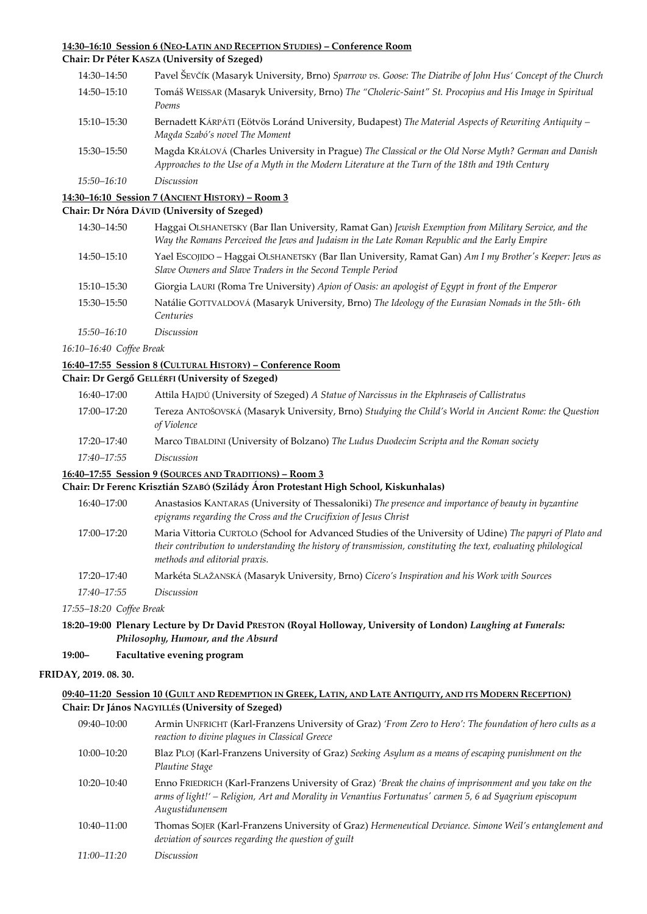**14:30–16:10 Session 6 (Neo-Latin and Reception Studies) – Conference Room**

**Chair: Dr Péter Kasza (University of Szeged)**

| | |
|---|---|
| 14:30–14:50 | Pavel Ševčík (Masaryk University, Brno) *Sparrow vs. Goose: The Diatribe of John Hus' Concept of the Church* |
| 14:50–15:10 | Tomáš Weissar (Masaryk University, Brno) *The "Choleric-Saint" St. Procopius and His Image in Spiritual Poems* |
| 15:10–15:30 | Bernadett Kárpáti (Eötvös Loránd University, Budapest) *The Material Aspects of Rewriting Antiquity – Magda Szabó's novel The Moment* |
| 15:30–15:50 | Magda Králová (Charles University in Prague) *The Classical or the Old Norse Myth? German and Danish Approaches to the Use of a Myth in the Modern Literature at the Turn of the 18th and 19th Century* |
| *15:50–16:10* | *Discussion* |

**14:30–16:10 Session 7 (Ancient History) – Room 3**

**Chair: Dr Nóra Dávid (University of Szeged)**

| | |
|---|---|
| 14:30–14:50 | Haggai Olshanetsky (Bar Ilan University, Ramat Gan) *Jewish Exemption from Military Service, and the Way the Romans Perceived the Jews and Judaism in the Late Roman Republic and the Early Empire* |
| 14:50–15:10 | Yael Escojido – Haggai Olshanetsky (Bar Ilan University, Ramat Gan) *Am I my Brother's Keeper: Jews as Slave Owners and Slave Traders in the Second Temple Period* |
| 15:10–15:30 | Giorgia Lauri (Roma Tre University) *Apion of Oasis: an apologist of Egypt in front of the Emperor* |
| 15:30–15:50 | Natálie Gottvaldová (Masaryk University, Brno) *The Ideology of the Eurasian Nomads in the 5th- 6th Centuries* |
| *15:50–16:10* | *Discussion* |

*16:10–16:40 Coffee Break*

**16:40–17:55 Session 8 (Cultural History) – Conference Room**

**Chair: Dr Gergő Gellérfi (University of Szeged)**

| | |
|---|---|
| 16:40–17:00 | Attila Hajdú (University of Szeged) *A Statue of Narcissus in the Ekphraseis of Callistratus* |
| 17:00–17:20 | Tereza Antošovská (Masaryk University, Brno) *Studying the Child's World in Ancient Rome: the Question of Violence* |
| 17:20–17:40 | Marco Tibaldini (University of Bolzano) *The Ludus Duodecim Scripta and the Roman society* |
| *17:40–17:55* | *Discussion* |

**16:40–17:55 Session 9 (Sources and Traditions) – Room 3**

**Chair: Dr Ferenc Krisztián Szabó (Szilády Áron Protestant High School, Kiskunhalas)**

| | |
|---|---|
| 16:40–17:00 | Anastasios Kantaras (University of Thessaloniki) *The presence and importance of beauty in byzantine epigrams regarding the Cross and the Crucifixion of Jesus Christ* |
| 17:00–17:20 | Maria Vittoria Curtolo (School for Advanced Studies of the University of Udine) *The papyri of Plato and their contribution to understanding the history of transmission, constituting the text, evaluating philological methods and editorial praxis.* |
| 17:20–17:40 | Markéta Slažanská (Masaryk University, Brno) *Cicero's Inspiration and his Work with Sources* |
| *17:40–17:55* | *Discussion* |

*17:55–18:20 Coffee Break*

**18:20–19:00 Plenary Lecture by Dr David Preston (Royal Holloway, University of London)** ***Laughing at Funerals: Philosophy, Humour, and the Absurd***

**19:00– Facultative evening program**

**FRIDAY, 2019. 08. 30.**

**09:40–11:20 Session 10 (Guilt and Redemption in Greek, Latin, and Late Antiquity, and its Modern Reception)**

**Chair: Dr János Nagyillés (University of Szeged)**

| | |
|---|---|
| 09:40–10:00 | Armin Unfricht (Karl-Franzens University of Graz) *'From Zero to Hero': The foundation of hero cults as a reaction to divine plagues in Classical Greece* |
| 10:00–10:20 | Blaz Ploj (Karl-Franzens University of Graz) *Seeking Asylum as a means of escaping punishment on the Plautine Stage* |
| 10:20–10:40 | Enno Friedrich (Karl-Franzens University of Graz) *'Break the chains of imprisonment and you take on the arms of light!' – Religion, Art and Morality in Venantius Fortunatus' carmen 5, 6 ad Syagrium episcopum Augustidunensem* |
| 10:40–11:00 | Thomas Sojer (Karl-Franzens University of Graz) *Hermeneutical Deviance. Simone Weil's entanglement and deviation of sources regarding the question of guilt* |
| *11:00–11:20* | *Discussion* |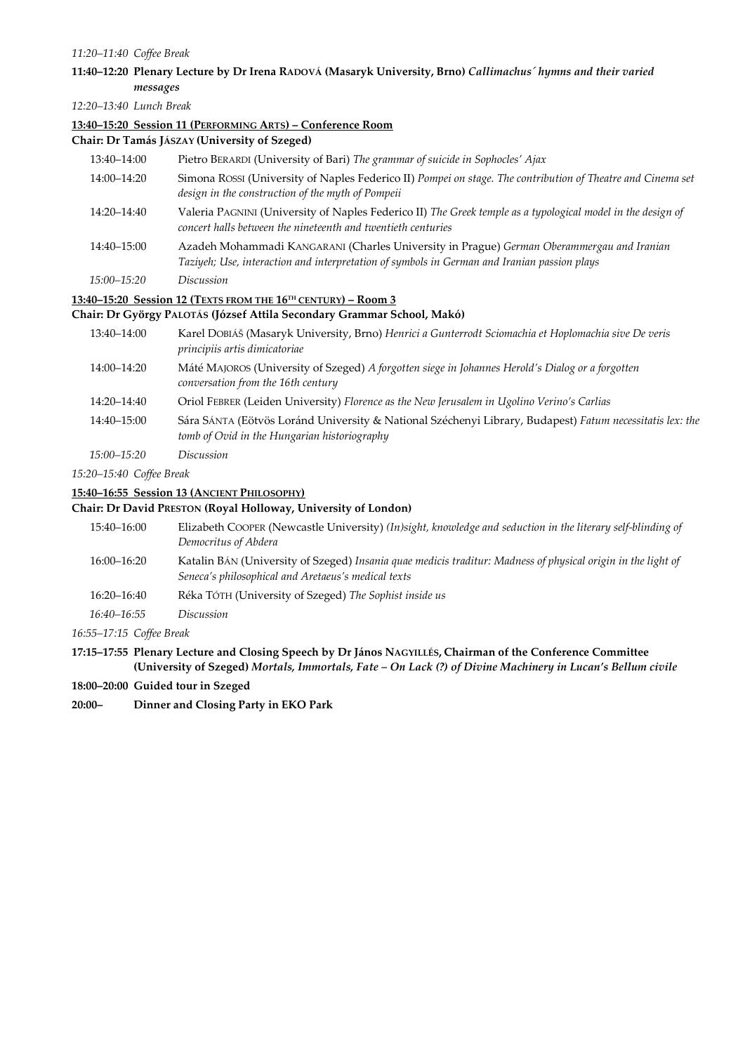*11:20–11:40 Coffee Break*

**11:40–12:20 Plenary Lecture by Dr Irena RADOVÁ (Masaryk University, Brno)** ***Callimachus´ hymns and their varied messages***

*12:20–13:40 Lunch Break*

**13:40–15:20 Session 11 (PERFORMING ARTS) – Conference Room**

**Chair: Dr Tamás JÁSZAY (University of Szeged)**

| | |
|---|---|
| 13:40–14:00 | Pietro BERARDI (University of Bari) *The grammar of suicide in Sophocles' Ajax* |
| 14:00–14:20 | Simona ROSSI (University of Naples Federico II) *Pompei on stage. The contribution of Theatre and Cinema set design in the construction of the myth of Pompeii* |
| 14:20–14:40 | Valeria PAGNINI (University of Naples Federico II) *The Greek temple as a typological model in the design of concert halls between the nineteenth and twentieth centuries* |
| 14:40–15:00 | Azadeh Mohammadi KANGARANI (Charles University in Prague) *German Oberammergau and Iranian Taziyeh; Use, interaction and interpretation of symbols in German and Iranian passion plays* |
| *15:00–15:20* | *Discussion* |

**13:40–15:20 Session 12 (TEXTS FROM THE 16TH CENTURY) – Room 3**

**Chair: Dr György PALOTÁS (József Attila Secondary Grammar School, Makó)**

| | |
|---|---|
| 13:40–14:00 | Karel DOBIÁŠ (Masaryk University, Brno) *Henrici a Gunterrodt Sciomachia et Hoplomachia sive De veris principiis artis dimicatoriae* |
| 14:00–14:20 | Máté MAJOROS (University of Szeged) *A forgotten siege in Johannes Herold's Dialog or a forgotten conversation from the 16th century* |
| 14:20–14:40 | Oriol FEBRER (Leiden University) *Florence as the New Jerusalem in Ugolino Verino's Carlias* |
| 14:40–15:00 | Sára SÁNTA (Eötvös Loránd University & National Széchenyi Library, Budapest) *Fatum necessitatis lex: the tomb of Ovid in the Hungarian historiography* |
| *15:00–15:20* | *Discussion* |

*15:20–15:40 Coffee Break*

**15:40–16:55 Session 13 (ANCIENT PHILOSOPHY)**

**Chair: Dr David PRESTON (Royal Holloway, University of London)**

| | |
|---|---|
| 15:40–16:00 | Elizabeth COOPER (Newcastle University) *(In)sight, knowledge and seduction in the literary self-blinding of Democritus of Abdera* |
| 16:00–16:20 | Katalin BÁN (University of Szeged) *Insania quae medicis traditur: Madness of physical origin in the light of Seneca's philosophical and Aretaeus's medical texts* |
| 16:20–16:40 | Réka TÓTH (University of Szeged) *The Sophist inside us* |
| *16:40–16:55* | *Discussion* |

*16:55–17:15 Coffee Break*

**17:15–17:55 Plenary Lecture and Closing Speech by Dr János NAGYILLÉS, Chairman of the Conference Committee (University of Szeged)** ***Mortals, Immortals, Fate – On Lack (?) of Divine Machinery in Lucan's Bellum civile***

**18:00–20:00 Guided tour in Szeged**

**20:00– Dinner and Closing Party in EKO Park**